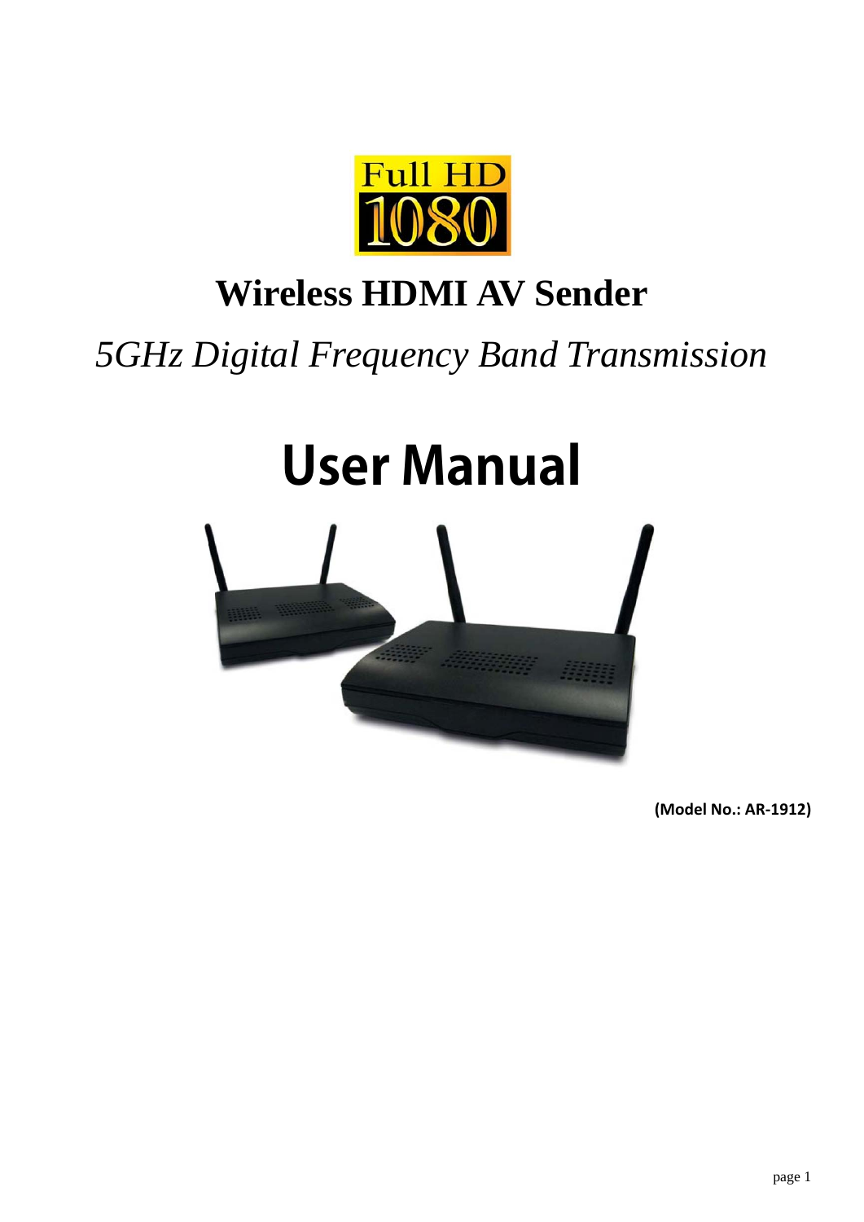Full HD 1080

# Wireless HDMI AV Sender

*5GHz Digital Frequency Band Transmission*

# User Manual

**(Model No.: AR-1912)**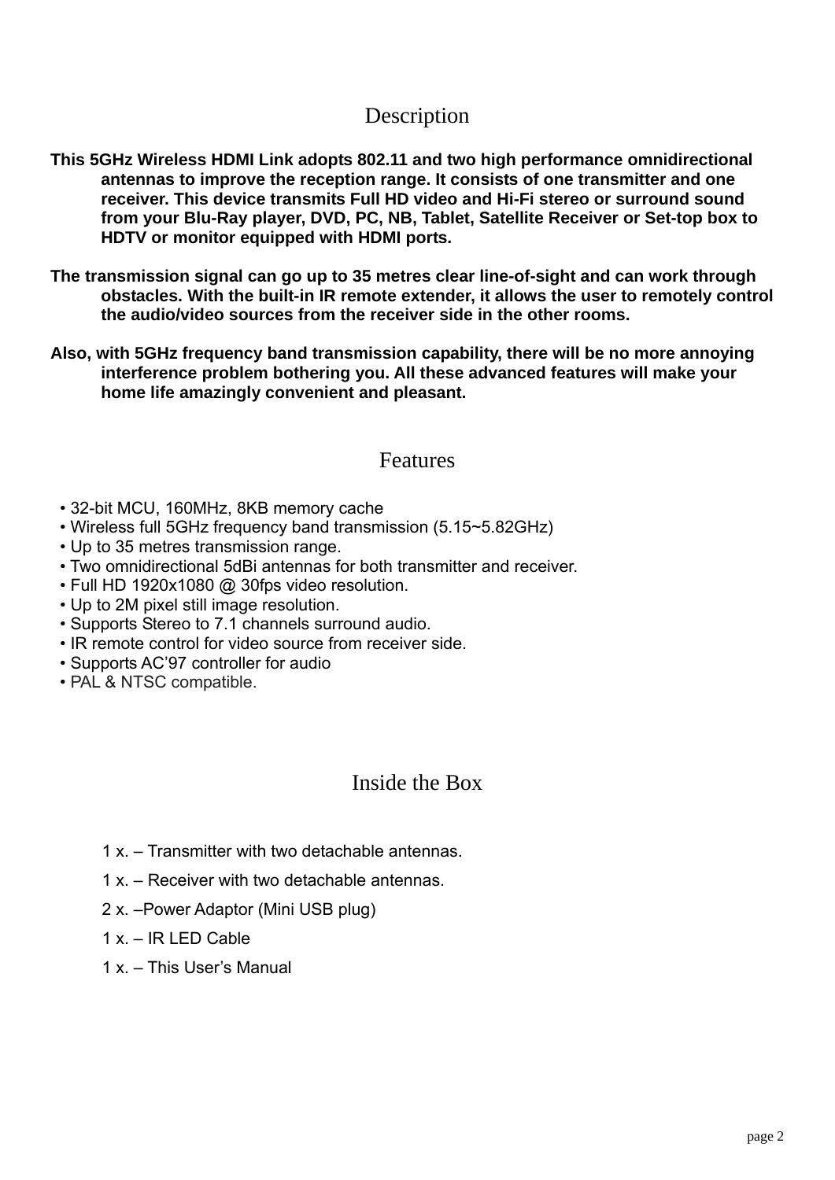## Description

**This 5GHz Wireless HDMI Link adopts 802.11 and two high performance omnidirectional antennas to improve the reception range. It consists of one transmitter and one receiver. This device transmits Full HD video and Hi-Fi stereo or surround sound from your Blu-Ray player, DVD, PC, NB, Tablet, Satellite Receiver or Set-top box to HDTV or monitor equipped with HDMI ports.**

**The transmission signal can go up to 35 metres clear line-of-sight and can work through obstacles. With the built-in IR remote extender, it allows the user to remotely control the audio/video sources from the receiver side in the other rooms.**

**Also, with 5GHz frequency band transmission capability, there will be no more annoying interference problem bothering you. All these advanced features will make your home life amazingly convenient and pleasant.**

## Features

- 32-bit MCU, 160MHz, 8KB memory cache
- Wireless full 5GHz frequency band transmission (5.15~5.82GHz)
- Up to 35 metres transmission range.
- Two omnidirectional 5dBi antennas for both transmitter and receiver.
- Full HD 1920x1080 @ 30fps video resolution.
- Up to 2M pixel still image resolution.
- Supports Stereo to 7.1 channels surround audio.
- IR remote control for video source from receiver side.
- Supports AC'97 controller for audio
- PAL & NTSC compatible.

## Inside the Box

1 x. – Transmitter with two detachable antennas.

1 x. – Receiver with two detachable antennas.

2 x. –Power Adaptor (Mini USB plug)

1 x. – IR LED Cable

1 x. – This User's Manual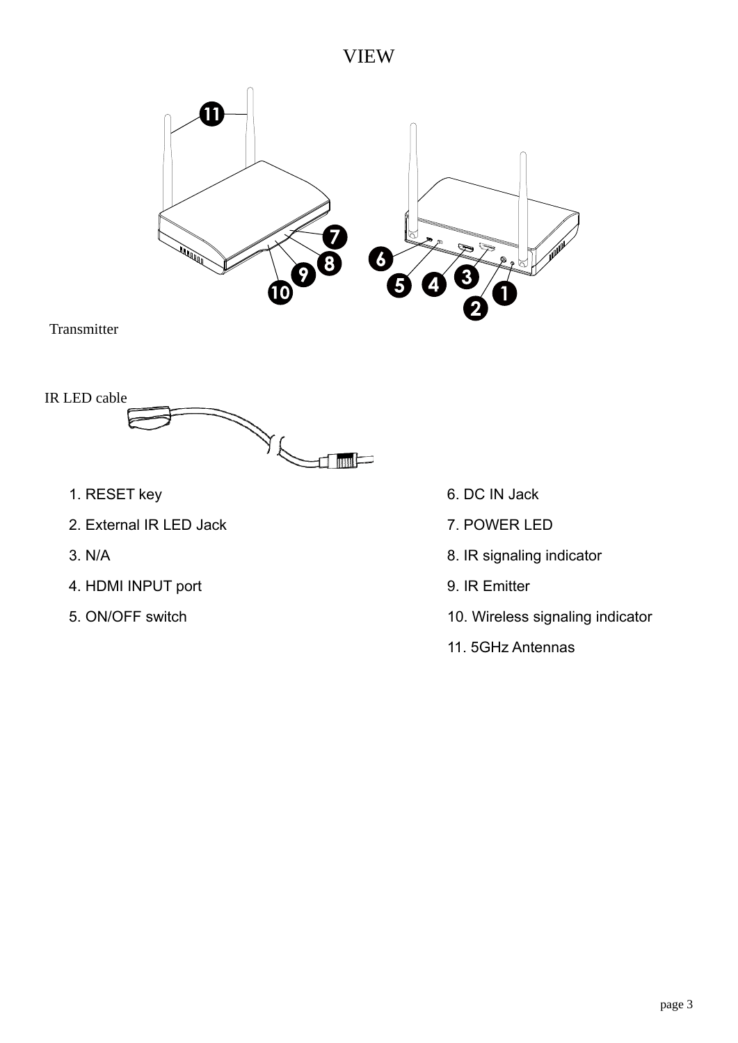# VIEW

Transmitter

IR LED cable

1. RESET key
2. External IR LED Jack
3. N/A
4. HDMI INPUT port
5. ON/OFF switch
6. DC IN Jack
7. POWER LED
8. IR signaling indicator
9. IR Emitter
10. Wireless signaling indicator
11. 5GHz Antennas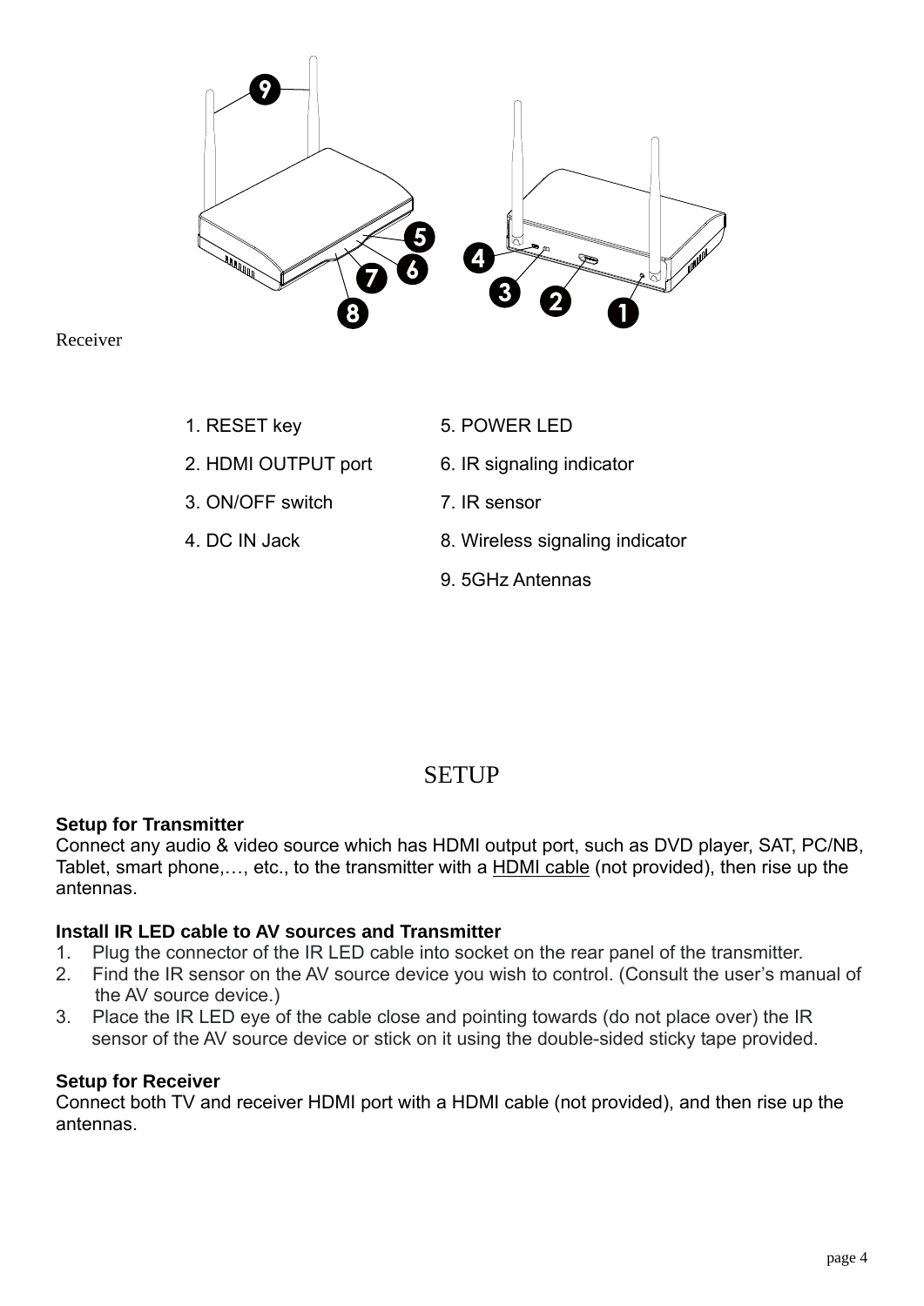Receiver

1. RESET key
2. HDMI OUTPUT port
3. ON/OFF switch
4. DC IN Jack
5. POWER LED
6. IR signaling indicator
7. IR sensor
8. Wireless signaling indicator
9. 5GHz Antennas

# SETUP

**Setup for Transmitter**

Connect any audio & video source which has HDMI output port, such as DVD player, SAT, PC/NB, Tablet, smart phone,…, etc., to the transmitter with a HDMI cable (not provided), then rise up the antennas.

**Install IR LED cable to AV sources and Transmitter**

1. Plug the connector of the IR LED cable into socket on the rear panel of the transmitter.
2. Find the IR sensor on the AV source device you wish to control. (Consult the user's manual of the AV source device.)
3. Place the IR LED eye of the cable close and pointing towards (do not place over) the IR sensor of the AV source device or stick on it using the double-sided sticky tape provided.

**Setup for Receiver**

Connect both TV and receiver HDMI port with a HDMI cable (not provided), and then rise up the antennas.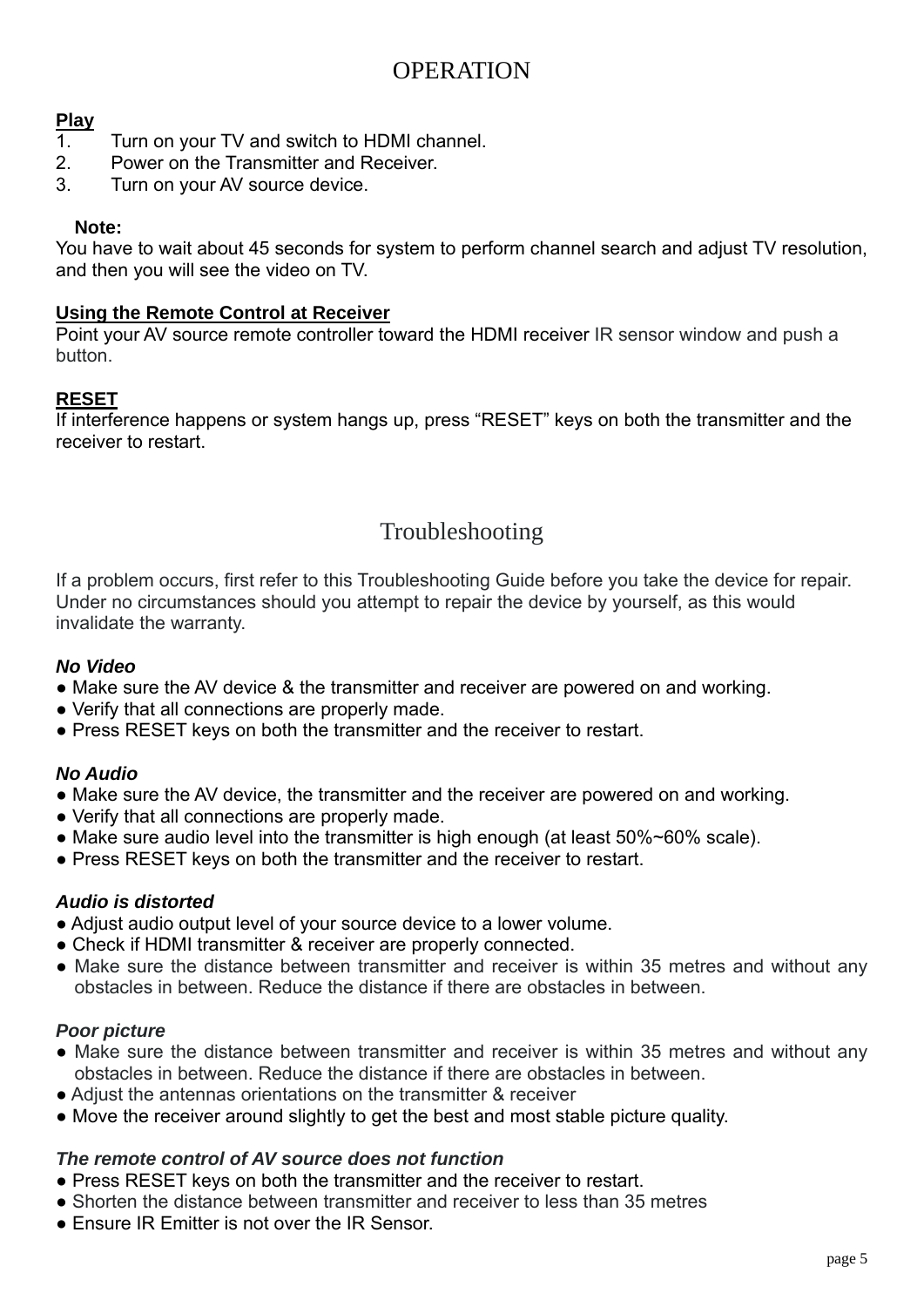# OPERATION

**Play**

1. Turn on your TV and switch to HDMI channel.
2. Power on the Transmitter and Receiver.
3. Turn on your AV source device.

**Note:**
You have to wait about 45 seconds for system to perform channel search and adjust TV resolution, and then you will see the video on TV.

**Using the Remote Control at Receiver**
Point your AV source remote controller toward the HDMI receiver IR sensor window and push a button.

**RESET**
If interference happens or system hangs up, press “RESET” keys on both the transmitter and the receiver to restart.

# Troubleshooting

If a problem occurs, first refer to this Troubleshooting Guide before you take the device for repair. Under no circumstances should you attempt to repair the device by yourself, as this would invalidate the warranty.

***No Video***

- Make sure the AV device & the transmitter and receiver are powered on and working.
- Verify that all connections are properly made.
- Press RESET keys on both the transmitter and the receiver to restart.

***No Audio***

- Make sure the AV device, the transmitter and the receiver are powered on and working.
- Verify that all connections are properly made.
- Make sure audio level into the transmitter is high enough (at least 50%~60% scale).
- Press RESET keys on both the transmitter and the receiver to restart.

***Audio is distorted***

- Adjust audio output level of your source device to a lower volume.
- Check if HDMI transmitter & receiver are properly connected.
- Make sure the distance between transmitter and receiver is within 35 metres and without any obstacles in between. Reduce the distance if there are obstacles in between.

***Poor picture***

- Make sure the distance between transmitter and receiver is within 35 metres and without any obstacles in between. Reduce the distance if there are obstacles in between.
- Adjust the antennas orientations on the transmitter & receiver
- Move the receiver around slightly to get the best and most stable picture quality.

***The remote control of AV source does not function***

- Press RESET keys on both the transmitter and the receiver to restart.
- Shorten the distance between transmitter and receiver to less than 35 metres
- Ensure IR Emitter is not over the IR Sensor.